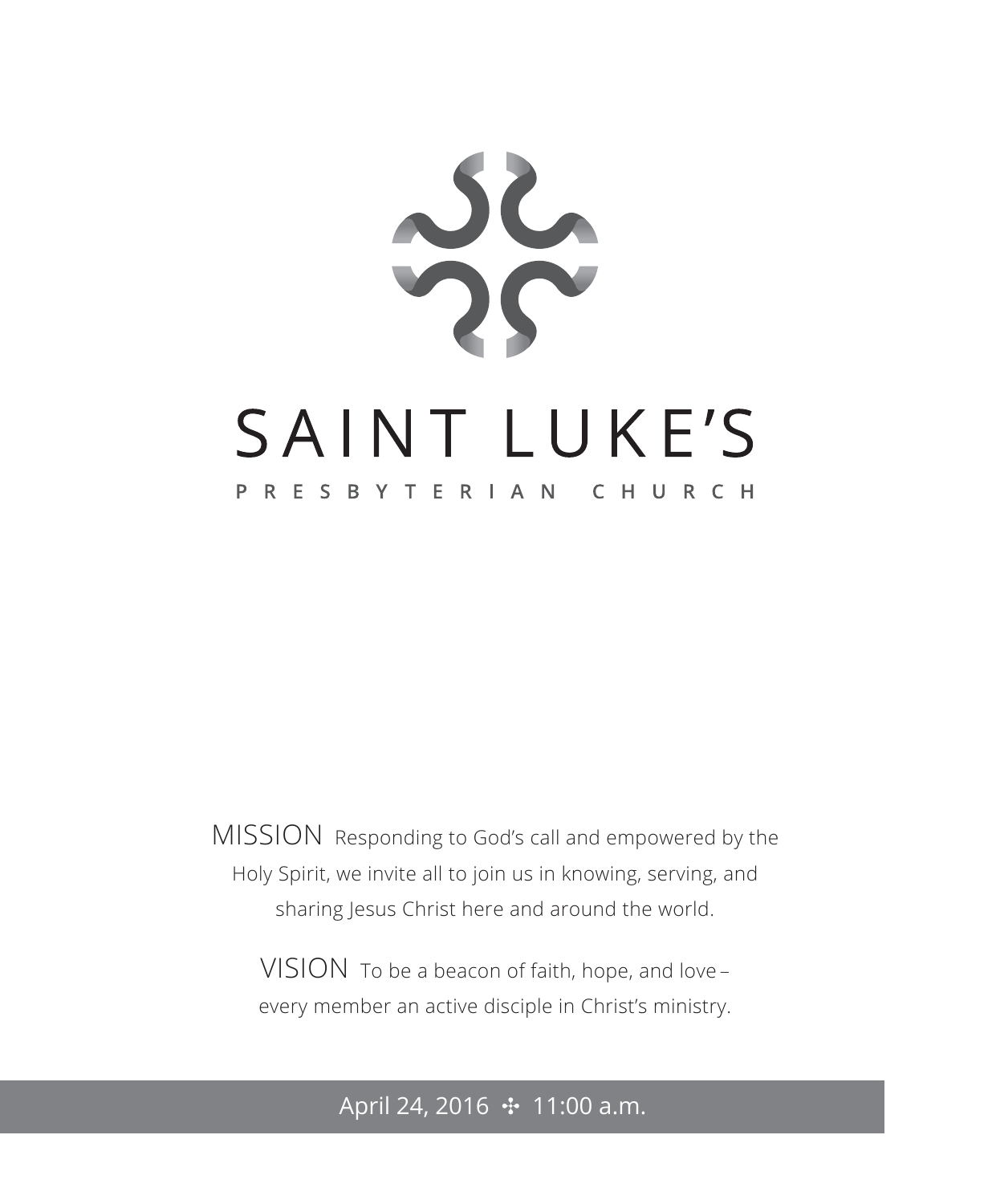# SAINT LUKE'S

## PRESBYTERIAN CHURCH

MISSION Responding to God's call and empowered by the Holy Spirit, we invite all to join us in knowing, serving, and sharing Jesus Christ here and around the world.

VISION To be a beacon of faith, hope, and love – every member an active disciple in Christ's ministry.

April 24, 2016 ✣ 11:00 a.m.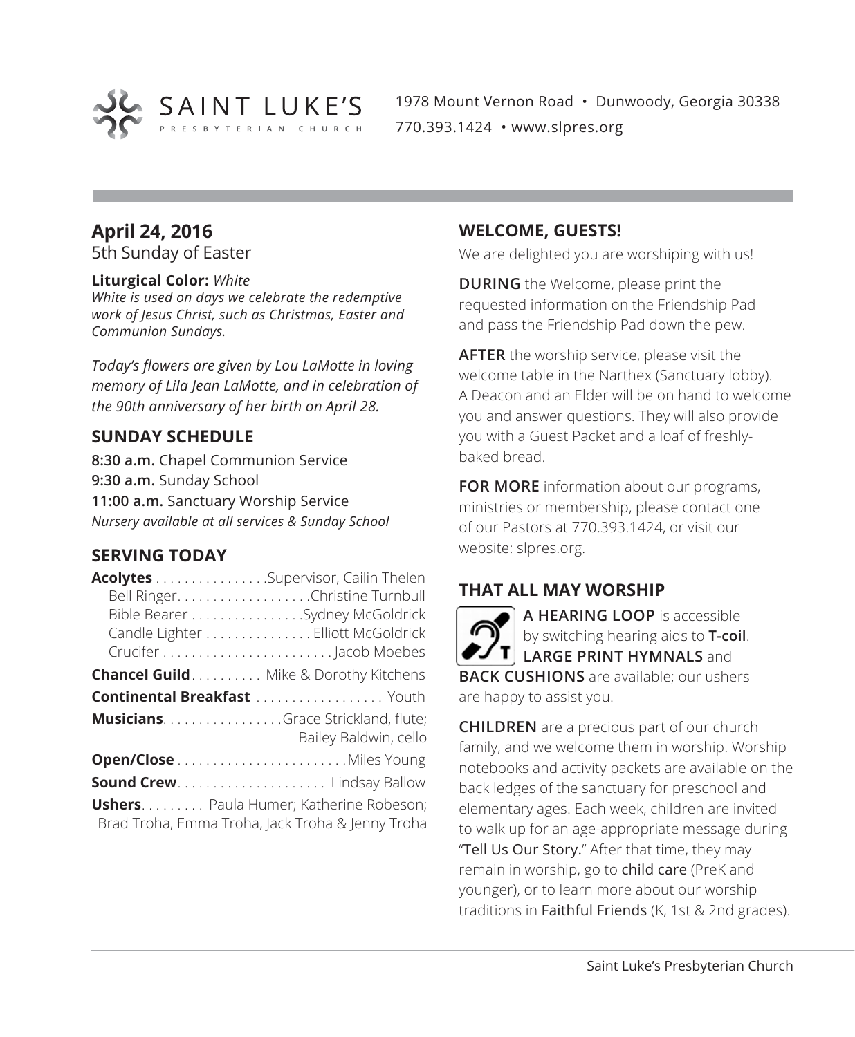SAINT LUKE'S
PRESBYTERIAN CHURCH

1978 Mount Vernon Road • Dunwoody, Georgia 30338
770.393.1424 • www.slpres.org

## April 24, 2016

5th Sunday of Easter

**Liturgical Color:** *White*
*White is used on days we celebrate the redemptive work of Jesus Christ, such as Christmas, Easter and Communion Sundays.*

*Today's flowers are given by Lou LaMotte in loving memory of Lila Jean LaMotte, and in celebration of the 90th anniversary of her birth on April 28.*

## SUNDAY SCHEDULE

**8:30 a.m.** Chapel Communion Service
**9:30 a.m.** Sunday School
**11:00 a.m.** Sanctuary Worship Service
*Nursery available at all services & Sunday School*

## SERVING TODAY

**Acolytes** . . . . . . . . . . . . . . . . Supervisor, Cailin Thelen
Bell Ringer. . . . . . . . . . . . . . . . . . Christine Turnbull
Bible Bearer . . . . . . . . . . . . . . . . Sydney McGoldrick
Candle Lighter . . . . . . . . . . . . . . . Elliott McGoldrick
Crucifer . . . . . . . . . . . . . . . . . . . . . . . Jacob Moebes

**Chancel Guild**. . . . . . . . . . Mike & Dorothy Kitchens

**Continental Breakfast** . . . . . . . . . . . . . . . . . . Youth

**Musicians**. . . . . . . . . . . . . . . . . Grace Strickland, flute; Bailey Baldwin, cello

**Open/Close** . . . . . . . . . . . . . . . . . . . . . . . . Miles Young

**Sound Crew**. . . . . . . . . . . . . . . . . . . . . Lindsay Ballow

**Ushers**. . . . . . . . . Paula Humer; Katherine Robeson; Brad Troha, Emma Troha, Jack Troha & Jenny Troha

## WELCOME, GUESTS!

We are delighted you are worshiping with us!

**DURING** the Welcome, please print the requested information on the Friendship Pad and pass the Friendship Pad down the pew.

**AFTER** the worship service, please visit the welcome table in the Narthex (Sanctuary lobby). A Deacon and an Elder will be on hand to welcome you and answer questions. They will also provide you with a Guest Packet and a loaf of freshly-baked bread.

**FOR MORE** information about our programs, ministries or membership, please contact one of our Pastors at 770.393.1424, or visit our website: slpres.org.

## THAT ALL MAY WORSHIP

**A HEARING LOOP** is accessible by switching hearing aids to **T-coil**. **LARGE PRINT HYMNALS** and **BACK CUSHIONS** are available; our ushers are happy to assist you.

**CHILDREN** are a precious part of our church family, and we welcome them in worship. Worship notebooks and activity packets are available on the back ledges of the sanctuary for preschool and elementary ages. Each week, children are invited to walk up for an age-appropriate message during "Tell Us Our Story." After that time, they may remain in worship, go to child care (PreK and younger), or to learn more about our worship traditions in Faithful Friends (K, 1st & 2nd grades).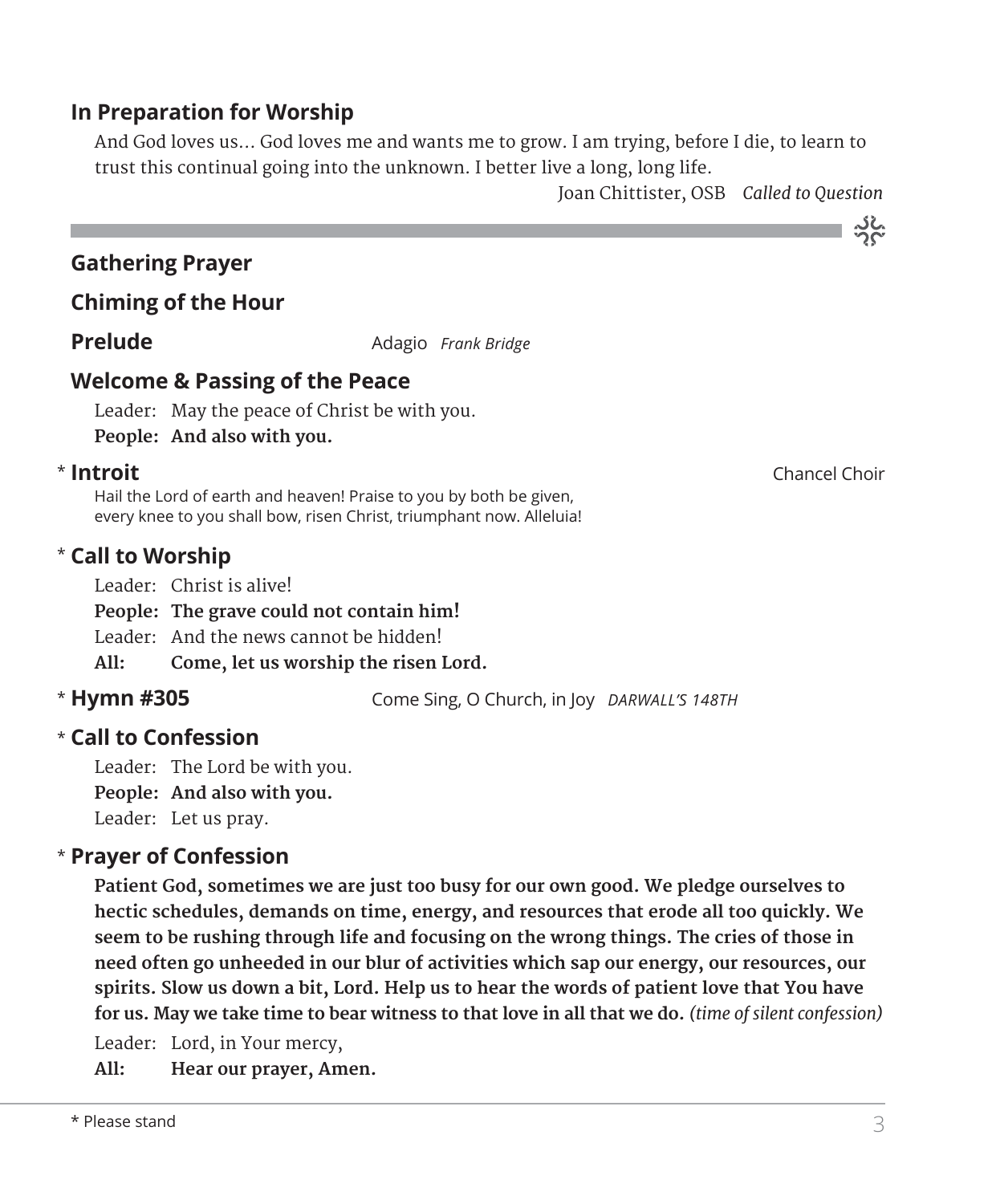## In Preparation for Worship

And God loves us... God loves me and wants me to grow. I am trying, before I die, to learn to trust this continual going into the unknown. I better live a long, long life.

Joan Chittister, OSB *Called to Question*

---

## Gathering Prayer

## Chiming of the Hour

## Prelude

Adagio *Frank Bridge*

## Welcome & Passing of the Peace

Leader: May the peace of Christ be with you.
**People: And also with you.**

## * Introit

Chancel Choir

Hail the Lord of earth and heaven! Praise to you by both be given, every knee to you shall bow, risen Christ, triumphant now. Alleluia!

## * Call to Worship

Leader: Christ is alive!
**People: The grave could not contain him!**
Leader: And the news cannot be hidden!
**All: Come, let us worship the risen Lord.**

## * Hymn #305

Come Sing, O Church, in Joy *DARWALL'S 148TH*

## * Call to Confession

Leader: The Lord be with you.
**People: And also with you.**
Leader: Let us pray.

## * Prayer of Confession

**Patient God, sometimes we are just too busy for our own good. We pledge ourselves to hectic schedules, demands on time, energy, and resources that erode all too quickly. We seem to be rushing through life and focusing on the wrong things. The cries of those in need often go unheeded in our blur of activities which sap our energy, our resources, our spirits. Slow us down a bit, Lord. Help us to hear the words of patient love that You have for us. May we take time to bear witness to that love in all that we do.** *(time of silent confession)*

Leader: Lord, in Your mercy,
**All: Hear our prayer, Amen.**

\* Please stand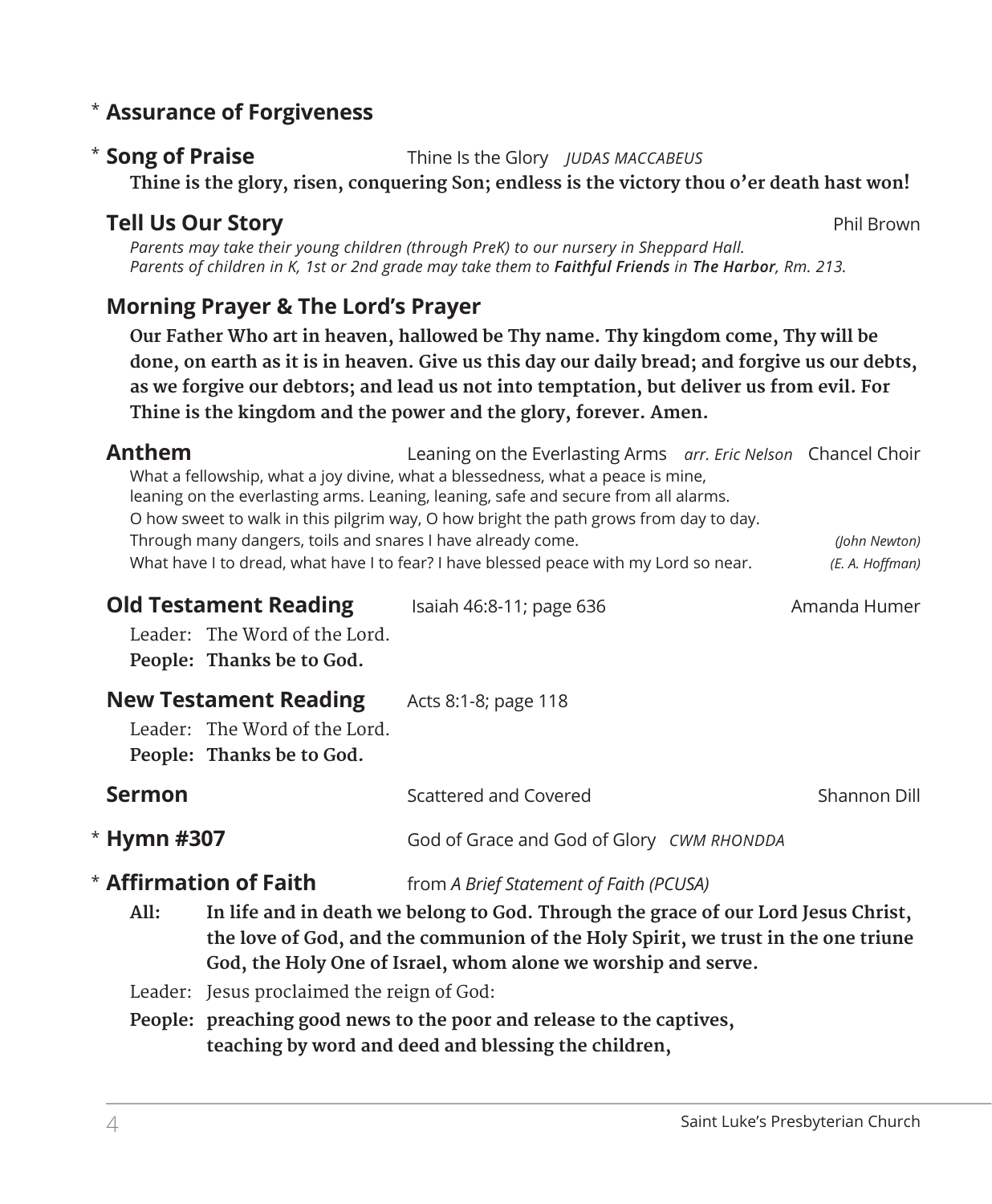\* **Assurance of Forgiveness**

\* **Song of Praise** Thine Is the Glory *JUDAS MACCABEUS*

**Thine is the glory, risen, conquering Son; endless is the victory thou o'er death hast won!**

**Tell Us Our Story** Phil Brown

*Parents may take their young children (through PreK) to our nursery in Sheppard Hall.*
*Parents of children in K, 1st or 2nd grade may take them to **Faithful Friends** in **The Harbor**, Rm. 213.*

**Morning Prayer & The Lord's Prayer**

**Our Father Who art in heaven, hallowed be Thy name. Thy kingdom come, Thy will be done, on earth as it is in heaven. Give us this day our daily bread; and forgive us our debts, as we forgive our debtors; and lead us not into temptation, but deliver us from evil. For Thine is the kingdom and the power and the glory, forever. Amen.**

**Anthem** Leaning on the Everlasting Arms *arr. Eric Nelson* Chancel Choir

What a fellowship, what a joy divine, what a blessedness, what a peace is mine,
leaning on the everlasting arms. Leaning, leaning, safe and secure from all alarms.
O how sweet to walk in this pilgrim way, O how bright the path grows from day to day.
Through many dangers, toils and snares I have already come. *(John Newton)*
What have I to dread, what have I to fear? I have blessed peace with my Lord so near. *(E. A. Hoffman)*

**Old Testament Reading** Isaiah 46:8-11; page 636 Amanda Humer

Leader: The Word of the Lord.
**People: Thanks be to God.**

**New Testament Reading** Acts 8:1-8; page 118

Leader: The Word of the Lord.
**People: Thanks be to God.**

**Sermon** Scattered and Covered Shannon Dill

\* **Hymn #307** God of Grace and God of Glory *CWM RHONDDA*

\* **Affirmation of Faith** from *A Brief Statement of Faith (PCUSA)*

**All: In life and in death we belong to God. Through the grace of our Lord Jesus Christ, the love of God, and the communion of the Holy Spirit, we trust in the one triune God, the Holy One of Israel, whom alone we worship and serve.**

Leader: Jesus proclaimed the reign of God:

**People: preaching good news to the poor and release to the captives, teaching by word and deed and blessing the children,**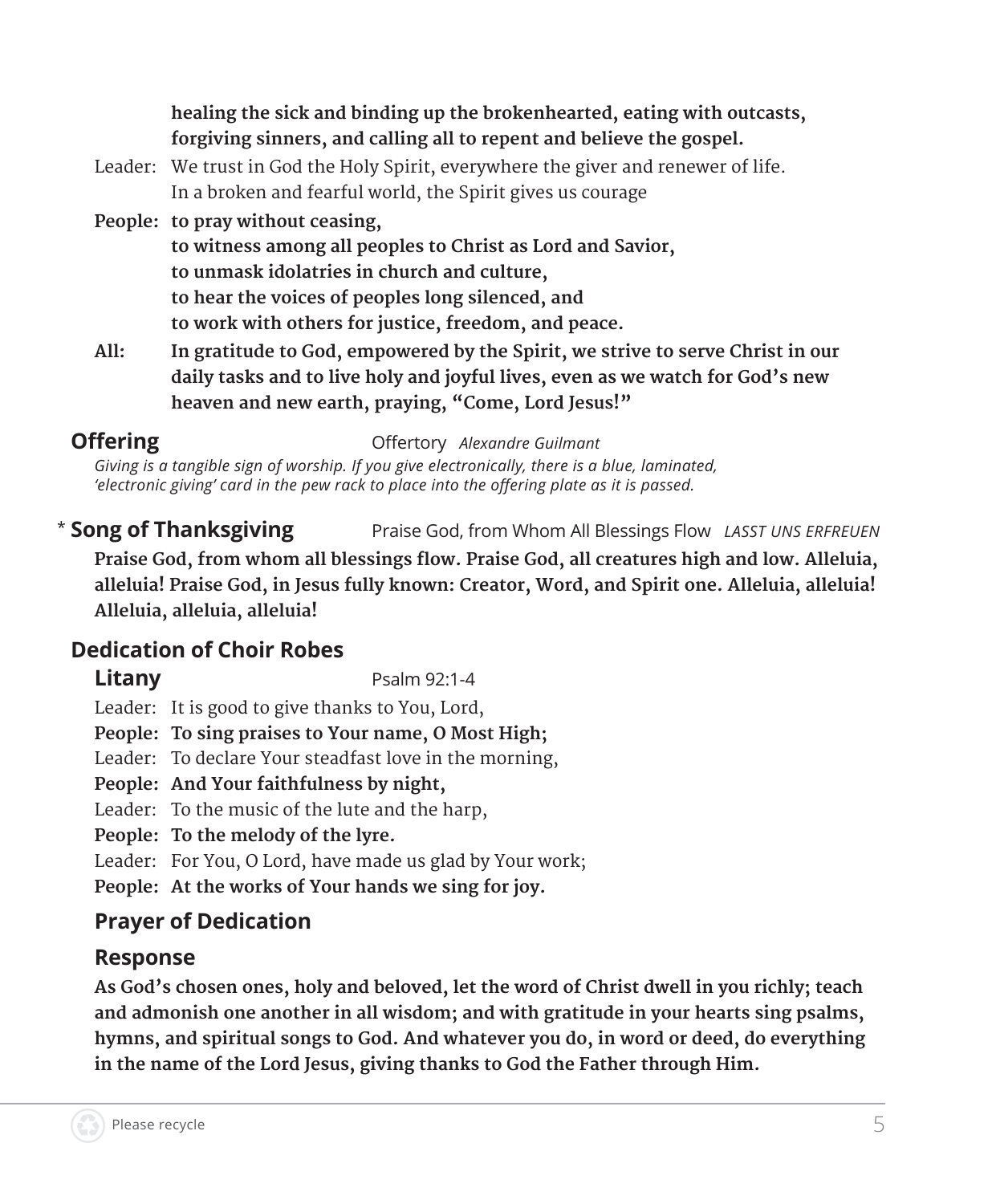**healing the sick and binding up the brokenhearted, eating with outcasts, forgiving sinners, and calling all to repent and believe the gospel.**

Leader: We trust in God the Holy Spirit, everywhere the giver and renewer of life. In a broken and fearful world, the Spirit gives us courage

**People: to pray without ceasing,**
**to witness among all peoples to Christ as Lord and Savior,**
**to unmask idolatries in church and culture,**
**to hear the voices of peoples long silenced, and**
**to work with others for justice, freedom, and peace.**

**All: In gratitude to God, empowered by the Spirit, we strive to serve Christ in our daily tasks and to live holy and joyful lives, even as we watch for God's new heaven and new earth, praying, "Come, Lord Jesus!"**

## Offering

Offertory *Alexandre Guilmant*

*Giving is a tangible sign of worship. If you give electronically, there is a blue, laminated, 'electronic giving' card in the pew rack to place into the offering plate as it is passed.*

## * Song of Thanksgiving

Praise God, from Whom All Blessings Flow *LASST UNS ERFREUEN*

**Praise God, from whom all blessings flow. Praise God, all creatures high and low. Alleluia, alleluia! Praise God, in Jesus fully known: Creator, Word, and Spirit one. Alleluia, alleluia! Alleluia, alleluia, alleluia!**

## Dedication of Choir Robes

### Litany

Psalm 92:1-4

Leader: It is good to give thanks to You, Lord,

**People: To sing praises to Your name, O Most High;**

Leader: To declare Your steadfast love in the morning,

**People: And Your faithfulness by night,**

Leader: To the music of the lute and the harp,

**People: To the melody of the lyre.**

Leader: For You, O Lord, have made us glad by Your work;

**People: At the works of Your hands we sing for joy.**

### Prayer of Dedication

### Response

**As God's chosen ones, holy and beloved, let the word of Christ dwell in you richly; teach and admonish one another in all wisdom; and with gratitude in your hearts sing psalms, hymns, and spiritual songs to God. And whatever you do, in word or deed, do everything in the name of the Lord Jesus, giving thanks to God the Father through Him.**

Please recycle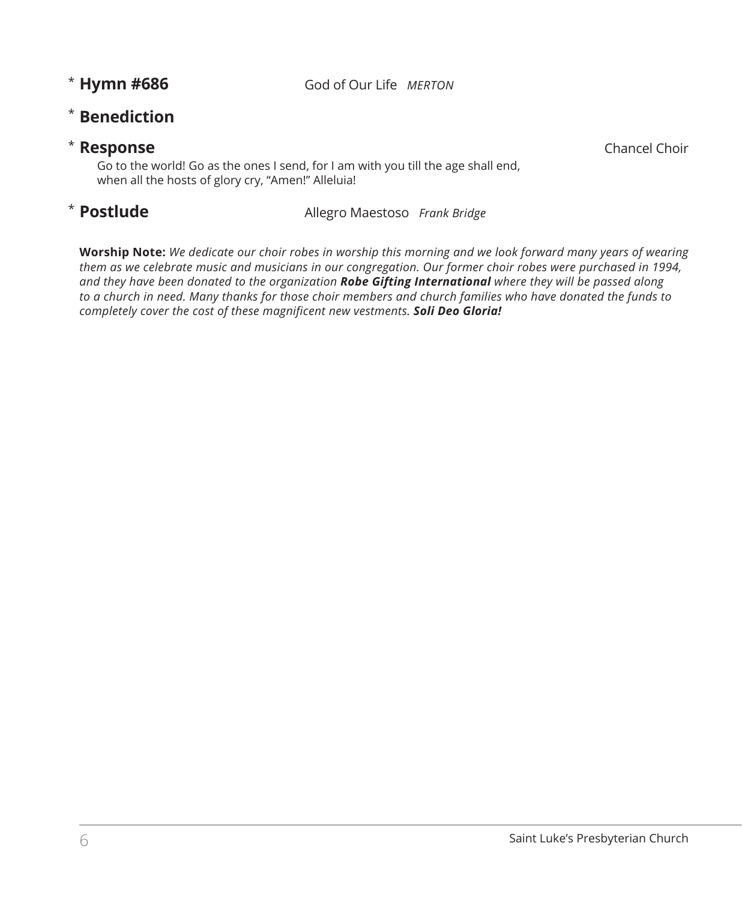\* **Hymn #686** God of Our Life *MERTON*

\* **Benediction**

\* **Response** Chancel Choir

Go to the world! Go as the ones I send, for I am with you till the age shall end,
when all the hosts of glory cry, "Amen!" Alleluia!

\* **Postlude** Allegro Maestoso *Frank Bridge*

**Worship Note:** *We dedicate our choir robes in worship this morning and we look forward many years of wearing them as we celebrate music and musicians in our congregation. Our former choir robes were purchased in 1994, and they have been donated to the organization* ***Robe Gifting International*** *where they will be passed along to a church in need. Many thanks for those choir members and church families who have donated the funds to completely cover the cost of these magnificent new vestments.* ***Soli Deo Gloria!***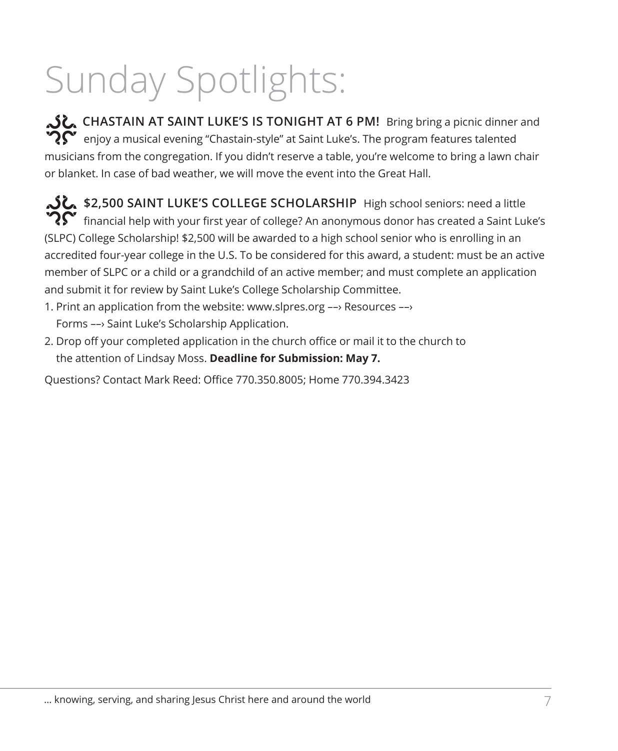# Sunday Spotlights:

**CHASTAIN AT SAINT LUKE'S IS TONIGHT AT 6 PM!** Bring bring a picnic dinner and enjoy a musical evening "Chastain-style" at Saint Luke's. The program features talented musicians from the congregation. If you didn't reserve a table, you're welcome to bring a lawn chair or blanket. In case of bad weather, we will move the event into the Great Hall.

**$2,500 SAINT LUKE'S COLLEGE SCHOLARSHIP** High school seniors: need a little financial help with your first year of college? An anonymous donor has created a Saint Luke's (SLPC) College Scholarship! $2,500 will be awarded to a high school senior who is enrolling in an accredited four-year college in the U.S. To be considered for this award, a student: must be an active member of SLPC or a child or a grandchild of an active member; and must complete an application and submit it for review by Saint Luke's College Scholarship Committee.

1. Print an application from the website: www.slpres.org ––› Resources ––› Forms ––› Saint Luke's Scholarship Application.
2. Drop off your completed application in the church office or mail it to the church to the attention of Lindsay Moss. **Deadline for Submission: May 7.**

Questions? Contact Mark Reed: Office 770.350.8005; Home 770.394.3423

… knowing, serving, and sharing Jesus Christ here and around the world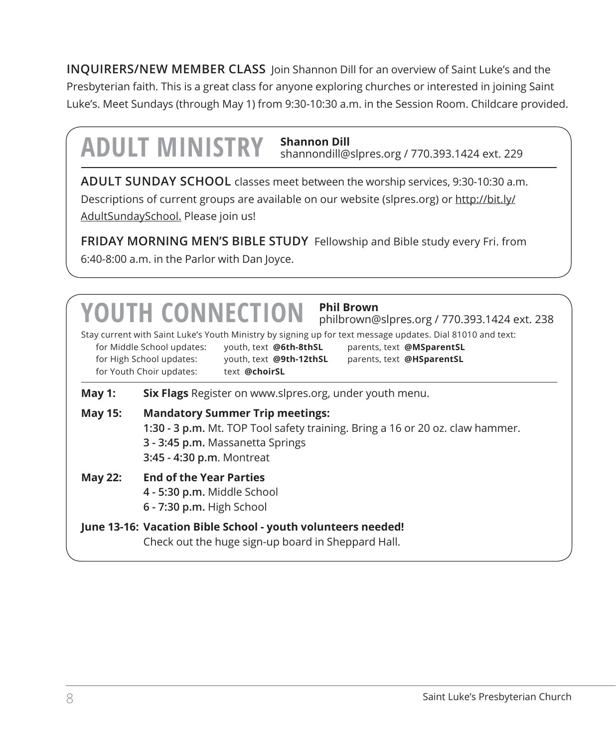**INQUIRERS/NEW MEMBER CLASS** Join Shannon Dill for an overview of Saint Luke's and the Presbyterian faith. This is a great class for anyone exploring churches or interested in joining Saint Luke's. Meet Sundays (through May 1) from 9:30-10:30 a.m. in the Session Room. Childcare provided.

## ADULT MINISTRY

**Shannon Dill**
shannondill@slpres.org / 770.393.1424 ext. 229

**ADULT SUNDAY SCHOOL** classes meet between the worship services, 9:30-10:30 a.m. Descriptions of current groups are available on our website (slpres.org) or http://bit.ly/AdultSundaySchool. Please join us!

**FRIDAY MORNING MEN'S BIBLE STUDY** Fellowship and Bible study every Fri. from 6:40-8:00 a.m. in the Parlor with Dan Joyce.

## YOUTH CONNECTION

**Phil Brown**
philbrown@slpres.org / 770.393.1424 ext. 238

Stay current with Saint Luke's Youth Ministry by signing up for text message updates. Dial 81010 and text:

| | | |
|---|---|---|
| for Middle School updates: | youth, text **@6th-8thSL** | parents, text **@MSparentSL** |
| for High School updates: | youth, text **@9th-12thSL** | parents, text **@HSparentSL** |
| for Youth Choir updates: | text **@choirSL** | |

**May 1:** **Six Flags** Register on www.slpres.org, under youth menu.

**May 15:** **Mandatory Summer Trip meetings:**
**1:30 - 3 p.m.** Mt. TOP Tool safety training. Bring a 16 or 20 oz. claw hammer.
**3 - 3:45 p.m.** Massanetta Springs
**3:45 - 4:30 p.m**. Montreat

**May 22:** **End of the Year Parties**
**4 - 5:30 p.m.** Middle School
**6 - 7:30 p.m.** High School

**June 13-16:** **Vacation Bible School - youth volunteers needed!**
Check out the huge sign-up board in Sheppard Hall.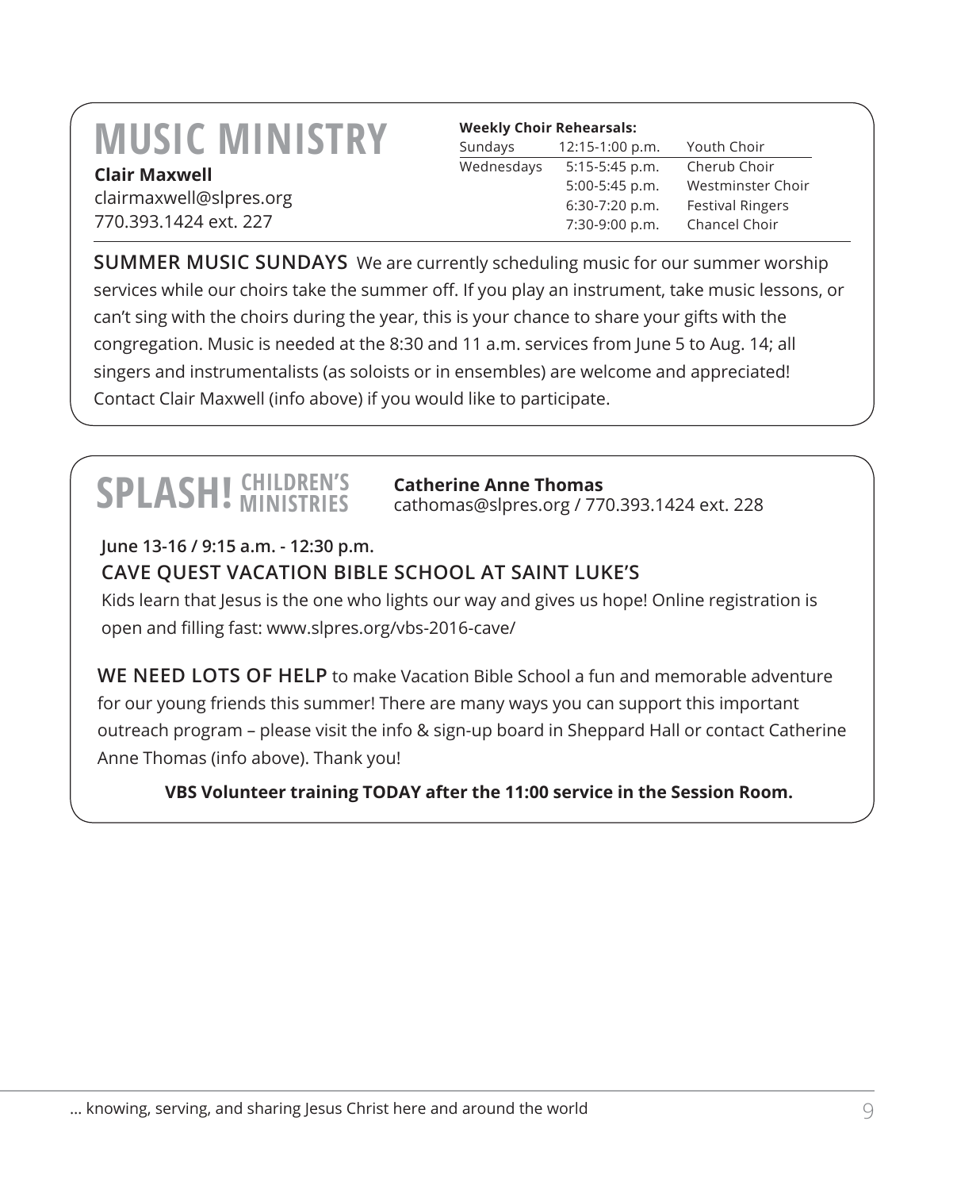# MUSIC MINISTRY

**Clair Maxwell**
clairmaxwell@slpres.org
770.393.1424 ext. 227

**Weekly Choir Rehearsals:**

| Day | Time | Choir |
|---|---|---|
| Sundays | 12:15-1:00 p.m. | Youth Choir |
| Wednesdays | 5:15-5:45 p.m. | Cherub Choir |
| | 5:00-5:45 p.m. | Westminster Choir |
| | 6:30-7:20 p.m. | Festival Ringers |
| | 7:30-9:00 p.m. | Chancel Choir |

**SUMMER MUSIC SUNDAYS** We are currently scheduling music for our summer worship services while our choirs take the summer off. If you play an instrument, take music lessons, or can't sing with the choirs during the year, this is your chance to share your gifts with the congregation. Music is needed at the 8:30 and 11 a.m. services from June 5 to Aug. 14; all singers and instrumentalists (as soloists or in ensembles) are welcome and appreciated! Contact Clair Maxwell (info above) if you would like to participate.

# SPLASH! CHILDREN'S MINISTRIES

**Catherine Anne Thomas**
cathomas@slpres.org / 770.393.1424 ext. 228

**June 13-16 / 9:15 a.m. - 12:30 p.m.**

**CAVE QUEST VACATION BIBLE SCHOOL AT SAINT LUKE'S**

Kids learn that Jesus is the one who lights our way and gives us hope! Online registration is open and filling fast: www.slpres.org/vbs-2016-cave/

**WE NEED LOTS OF HELP** to make Vacation Bible School a fun and memorable adventure for our young friends this summer! There are many ways you can support this important outreach program – please visit the info & sign-up board in Sheppard Hall or contact Catherine Anne Thomas (info above). Thank you!

**VBS Volunteer training TODAY after the 11:00 service in the Session Room.**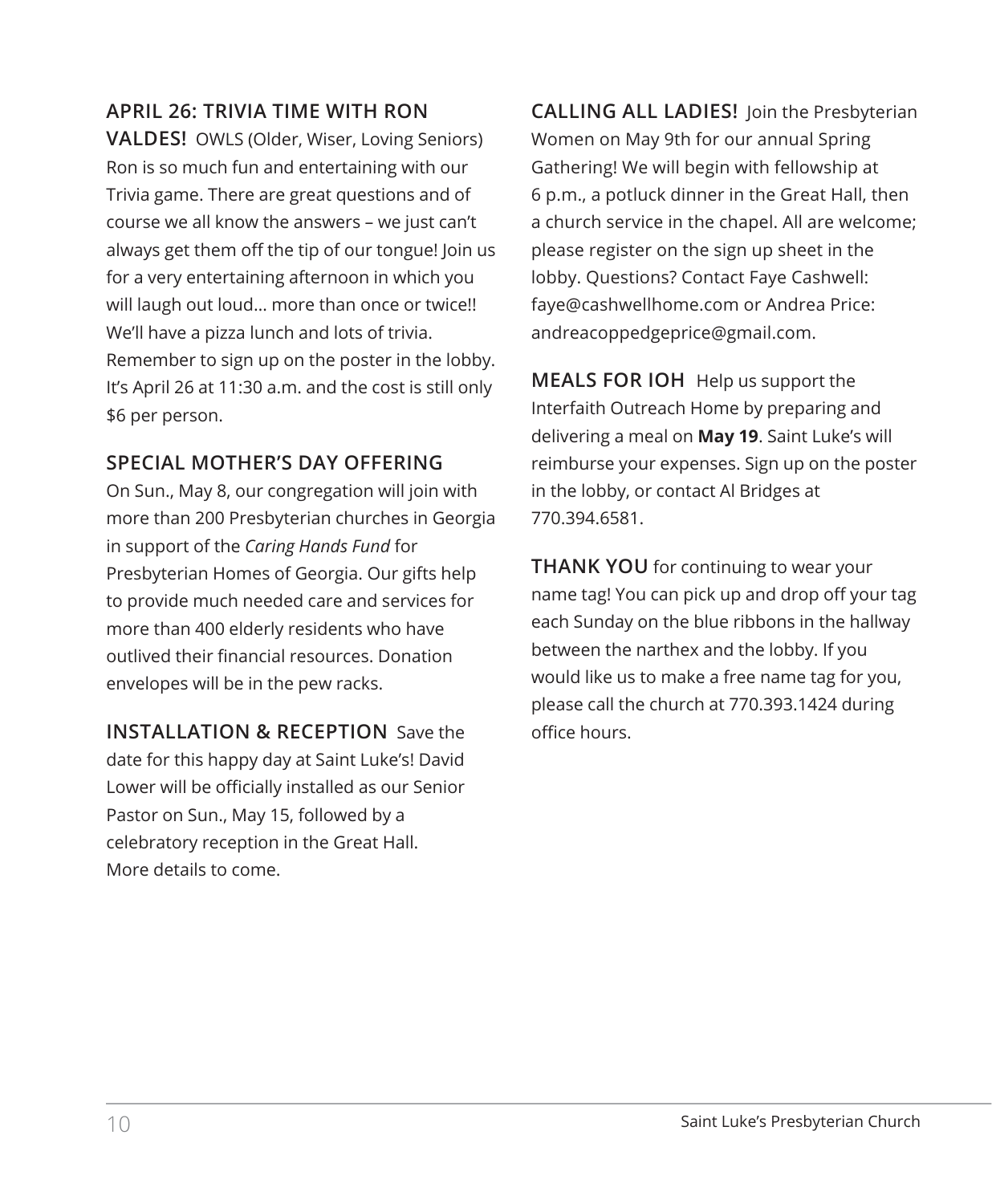**APRIL 26: TRIVIA TIME WITH RON VALDES!** OWLS (Older, Wiser, Loving Seniors) Ron is so much fun and entertaining with our Trivia game. There are great questions and of course we all know the answers – we just can't always get them off the tip of our tongue! Join us for a very entertaining afternoon in which you will laugh out loud… more than once or twice!! We'll have a pizza lunch and lots of trivia. Remember to sign up on the poster in the lobby. It's April 26 at 11:30 a.m. and the cost is still only $6 per person.

**SPECIAL MOTHER'S DAY OFFERING**

On Sun., May 8, our congregation will join with more than 200 Presbyterian churches in Georgia in support of the *Caring Hands Fund* for Presbyterian Homes of Georgia. Our gifts help to provide much needed care and services for more than 400 elderly residents who have outlived their financial resources. Donation envelopes will be in the pew racks.

**INSTALLATION & RECEPTION** Save the date for this happy day at Saint Luke's! David Lower will be officially installed as our Senior Pastor on Sun., May 15, followed by a celebratory reception in the Great Hall. More details to come.

**CALLING ALL LADIES!** Join the Presbyterian Women on May 9th for our annual Spring Gathering! We will begin with fellowship at 6 p.m., a potluck dinner in the Great Hall, then a church service in the chapel. All are welcome; please register on the sign up sheet in the lobby. Questions? Contact Faye Cashwell: faye@cashwellhome.com or Andrea Price: andreacoppedgeprice@gmail.com.

**MEALS FOR IOH** Help us support the Interfaith Outreach Home by preparing and delivering a meal on **May 19**. Saint Luke's will reimburse your expenses. Sign up on the poster in the lobby, or contact Al Bridges at 770.394.6581.

**THANK YOU** for continuing to wear your name tag! You can pick up and drop off your tag each Sunday on the blue ribbons in the hallway between the narthex and the lobby. If you would like us to make a free name tag for you, please call the church at 770.393.1424 during office hours.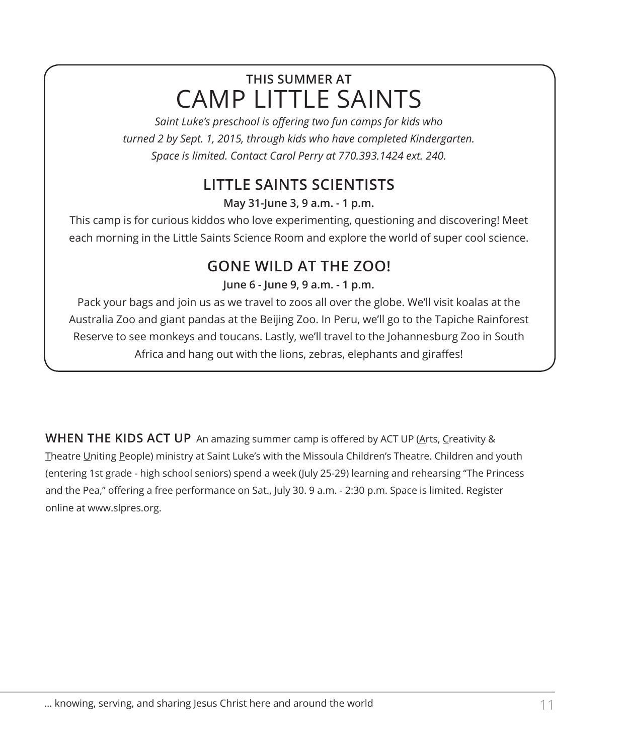**THIS SUMMER AT**

# CAMP LITTLE SAINTS

*Saint Luke's preschool is offering two fun camps for kids who turned 2 by Sept. 1, 2015, through kids who have completed Kindergarten. Space is limited. Contact Carol Perry at 770.393.1424 ext. 240.*

## LITTLE SAINTS SCIENTISTS

**May 31-June 3, 9 a.m. - 1 p.m.**

This camp is for curious kiddos who love experimenting, questioning and discovering! Meet each morning in the Little Saints Science Room and explore the world of super cool science.

## GONE WILD AT THE ZOO!

**June 6 - June 9, 9 a.m. - 1 p.m.**

Pack your bags and join us as we travel to zoos all over the globe. We'll visit koalas at the Australia Zoo and giant pandas at the Beijing Zoo. In Peru, we'll go to the Tapiche Rainforest Reserve to see monkeys and toucans. Lastly, we'll travel to the Johannesburg Zoo in South Africa and hang out with the lions, zebras, elephants and giraffes!

**WHEN THE KIDS ACT UP** An amazing summer camp is offered by ACT UP (Arts, Creativity & Theatre Uniting People) ministry at Saint Luke's with the Missoula Children's Theatre. Children and youth (entering 1st grade - high school seniors) spend a week (July 25-29) learning and rehearsing "The Princess and the Pea," offering a free performance on Sat., July 30. 9 a.m. - 2:30 p.m. Space is limited. Register online at www.slpres.org.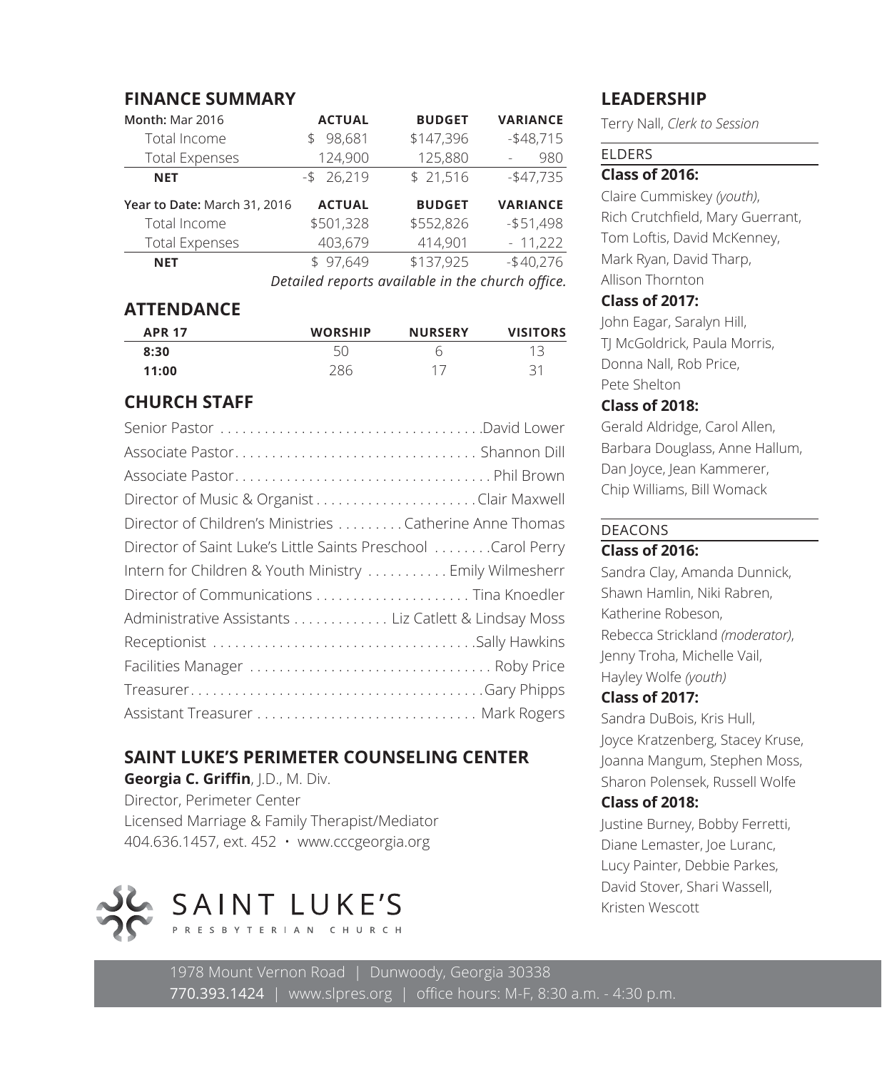## FINANCE SUMMARY

| Month: Mar 2016 | ACTUAL | BUDGET | VARIANCE |
|---|---|---|---|
| Total Income | $ 98,681 | $147,396 | -$48,715 |
| Total Expenses | 124,900 | 125,880 | - 980 |
| **NET** | -$ 26,219 | $ 21,516 | -$47,735 |

| Year to Date: March 31, 2016 | ACTUAL | BUDGET | VARIANCE |
|---|---|---|---|
| Total Income | $501,328 | $552,826 | -$51,498 |
| Total Expenses | 403,679 | 414,901 | - 11,222 |
| **NET** | $ 97,649 | $137,925 | -$40,276 |

*Detailed reports available in the church office.*

## ATTENDANCE

| APR 17 | WORSHIP | NURSERY | VISITORS |
|---|---|---|---|
| **8:30** | 50 | 6 | 13 |
| **11:00** | 286 | 17 | 31 |

## CHURCH STAFF

Senior Pastor . . . . . . . . . . . . . . . . . . . . . . . . . . . . . . . . . . .David Lower
Associate Pastor. . . . . . . . . . . . . . . . . . . . . . . . . . . . . . . . Shannon Dill
Associate Pastor. . . . . . . . . . . . . . . . . . . . . . . . . . . . . . . . . . Phil Brown
Director of Music & Organist . . . . . . . . . . . . . . . . . . . . . .Clair Maxwell
Director of Children's Ministries . . . . . . . . . Catherine Anne Thomas
Director of Saint Luke's Little Saints Preschool . . . . . . . .Carol Perry
Intern for Children & Youth Ministry . . . . . . . . . . . Emily Wilmesherr
Director of Communications . . . . . . . . . . . . . . . . . . . . . Tina Knoedler
Administrative Assistants . . . . . . . . . . . . . Liz Catlett & Lindsay Moss
Receptionist . . . . . . . . . . . . . . . . . . . . . . . . . . . . . . . . . . .Sally Hawkins
Facilities Manager . . . . . . . . . . . . . . . . . . . . . . . . . . . . . . . . Roby Price
Treasurer. . . . . . . . . . . . . . . . . . . . . . . . . . . . . . . . . . . . . . .Gary Phipps
Assistant Treasurer . . . . . . . . . . . . . . . . . . . . . . . . . . . . . Mark Rogers

## SAINT LUKE'S PERIMETER COUNSELING CENTER

**Georgia C. Griffin**, J.D., M. Div.
Director, Perimeter Center
Licensed Marriage & Family Therapist/Mediator
404.636.1457, ext. 452 • www.cccgeorgia.org

SAINT LUKE'S
PRESBYTERIAN CHURCH

## LEADERSHIP

Terry Nall, *Clerk to Session*

ELDERS

**Class of 2016:**
Claire Cummiskey *(youth)*, Rich Crutchfield, Mary Guerrant, Tom Loftis, David McKenney, Mark Ryan, David Tharp, Allison Thornton

**Class of 2017:**
John Eagar, Saralyn Hill, TJ McGoldrick, Paula Morris, Donna Nall, Rob Price, Pete Shelton

**Class of 2018:**
Gerald Aldridge, Carol Allen, Barbara Douglass, Anne Hallum, Dan Joyce, Jean Kammerer, Chip Williams, Bill Womack

DEACONS

**Class of 2016:**
Sandra Clay, Amanda Dunnick, Shawn Hamlin, Niki Rabren, Katherine Robeson, Rebecca Strickland *(moderator)*, Jenny Troha, Michelle Vail, Hayley Wolfe *(youth)*

**Class of 2017:**
Sandra DuBois, Kris Hull, Joyce Kratzenberg, Stacey Kruse, Joanna Mangum, Stephen Moss, Sharon Polensek, Russell Wolfe

**Class of 2018:**
Justine Burney, Bobby Ferretti, Diane Lemaster, Joe Luranc, Lucy Painter, Debbie Parkes, David Stover, Shari Wassell, Kristen Wescott

1978 Mount Vernon Road | Dunwoody, Georgia 30338
770.393.1424 | www.slpres.org | office hours: M-F, 8:30 a.m. - 4:30 p.m.